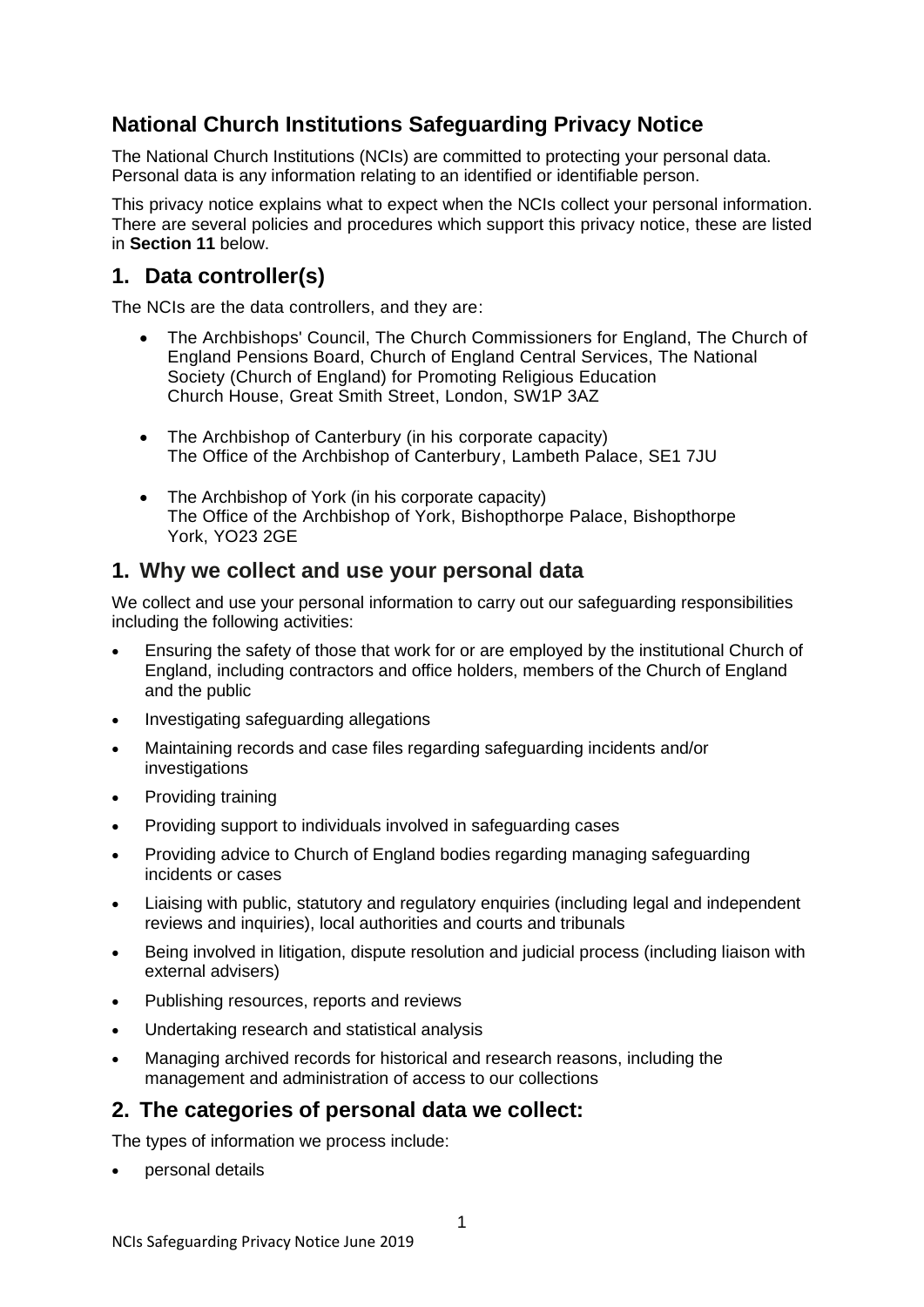# National Church Institutions Safeguarding Privacy Notice

The National Church Institutions (NCIs) are committed to protecting your personal data. Personal data is any information relating to an identified or identifiable person.

This privacy notice explains what to expect when the NCIs collect your personal information. There are several policies and procedures which support this privacy notice, these are listed in **Section 11** below.

## 1. Data controller(s)

The NCIs are the data controllers, and they are:

- The Archbishops' Council, The Church Commissioners for England, The Church of England Pensions Board, Church of England Central Services, The National Society (Church of England) for Promoting Religious Education
  Church House, Great Smith Street, London, SW1P 3AZ

- The Archbishop of Canterbury (in his corporate capacity)
  The Office of the Archbishop of Canterbury, Lambeth Palace, SE1 7JU

- The Archbishop of York (in his corporate capacity)
  The Office of the Archbishop of York, Bishopthorpe Palace, Bishopthorpe York, YO23 2GE

## 1. Why we collect and use your personal data

We collect and use your personal information to carry out our safeguarding responsibilities including the following activities:

- Ensuring the safety of those that work for or are employed by the institutional Church of England, including contractors and office holders, members of the Church of England and the public
- Investigating safeguarding allegations
- Maintaining records and case files regarding safeguarding incidents and/or investigations
- Providing training
- Providing support to individuals involved in safeguarding cases
- Providing advice to Church of England bodies regarding managing safeguarding incidents or cases
- Liaising with public, statutory and regulatory enquiries (including legal and independent reviews and inquiries), local authorities and courts and tribunals
- Being involved in litigation, dispute resolution and judicial process (including liaison with external advisers)
- Publishing resources, reports and reviews
- Undertaking research and statistical analysis
- Managing archived records for historical and research reasons, including the management and administration of access to our collections

## 2. The categories of personal data we collect:

The types of information we process include:

- personal details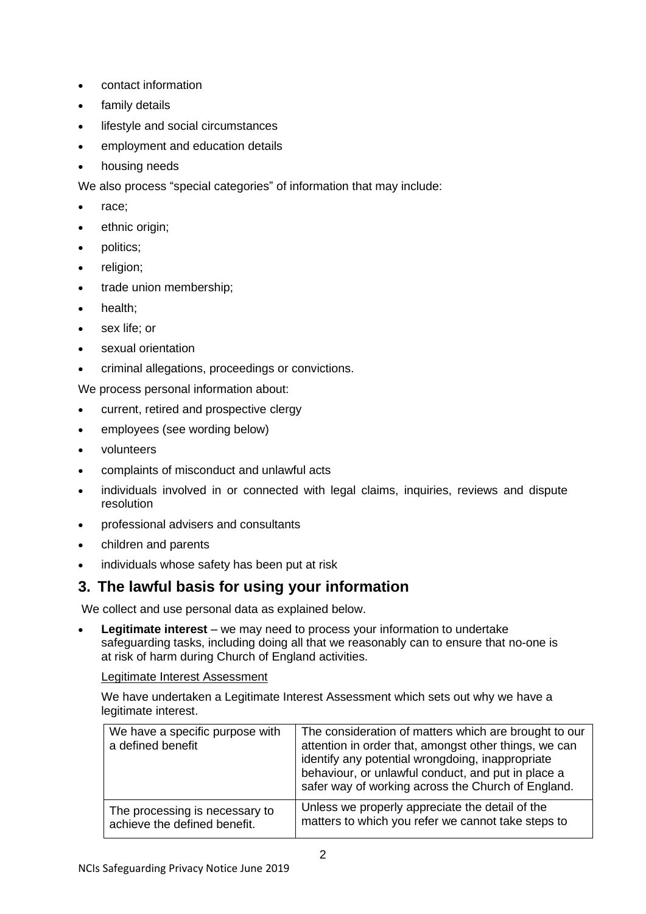- contact information
- family details
- lifestyle and social circumstances
- employment and education details
- housing needs

We also process "special categories" of information that may include:

- race;
- ethnic origin;
- politics;
- religion;
- trade union membership;
- health;
- sex life; or
- sexual orientation
- criminal allegations, proceedings or convictions.

We process personal information about:

- current, retired and prospective clergy
- employees (see wording below)
- volunteers
- complaints of misconduct and unlawful acts
- individuals involved in or connected with legal claims, inquiries, reviews and dispute resolution
- professional advisers and consultants
- children and parents
- individuals whose safety has been put at risk

## 3. The lawful basis for using your information

We collect and use personal data as explained below.

- **Legitimate interest** – we may need to process your information to undertake safeguarding tasks, including doing all that we reasonably can to ensure that no-one is at risk of harm during Church of England activities.

  Legitimate Interest Assessment

  We have undertaken a Legitimate Interest Assessment which sets out why we have a legitimate interest.

| We have a specific purpose with a defined benefit | The consideration of matters which are brought to our attention in order that, amongst other things, we can identify any potential wrongdoing, inappropriate behaviour, or unlawful conduct, and put in place a safer way of working across the Church of England. |
|---|---|
| The processing is necessary to achieve the defined benefit. | Unless we properly appreciate the detail of the matters to which you refer we cannot take steps to |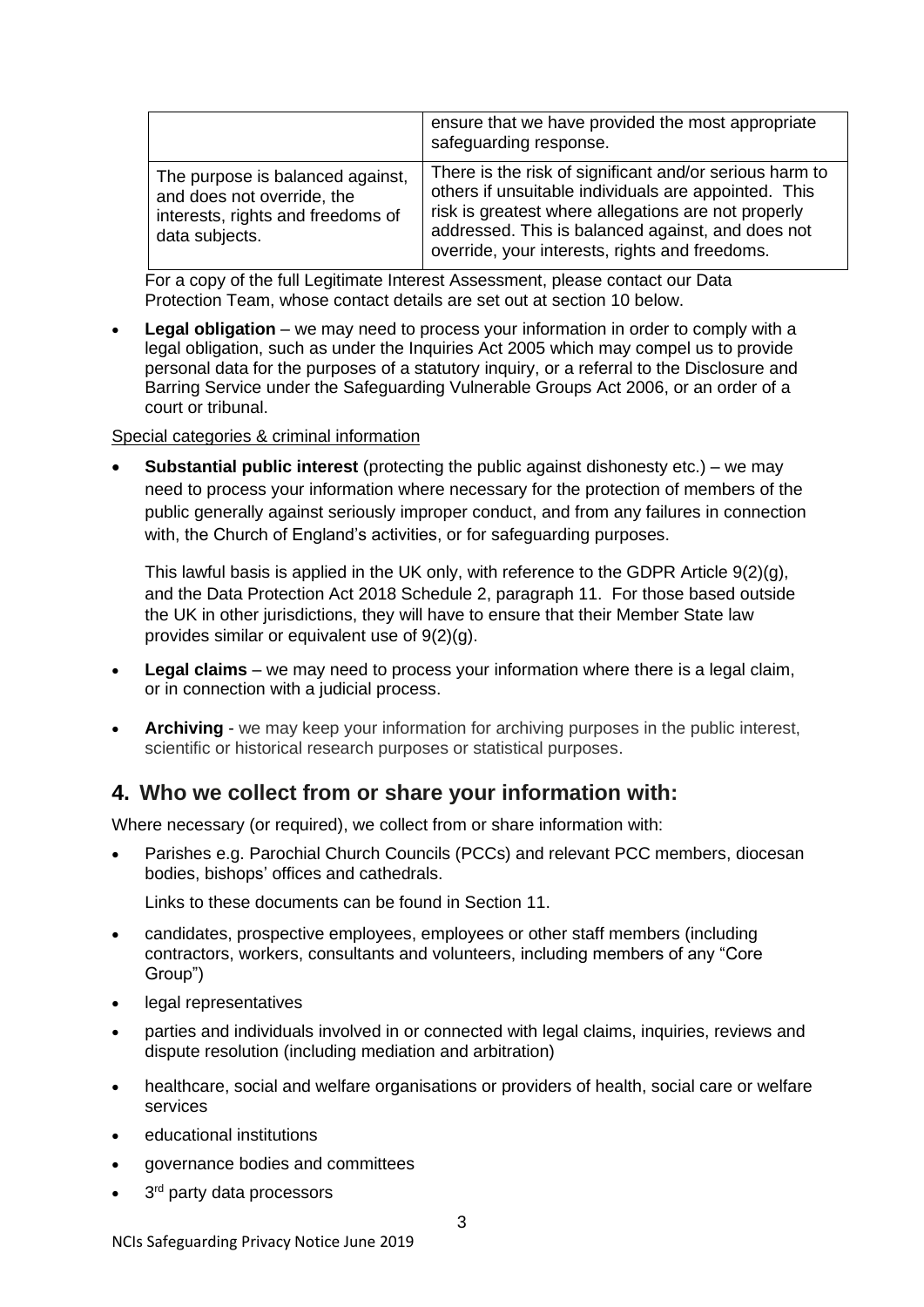| | |
|---|---|
| | ensure that we have provided the most appropriate safeguarding response. |
| The purpose is balanced against, and does not override, the interests, rights and freedoms of data subjects. | There is the risk of significant and/or serious harm to others if unsuitable individuals are appointed. This risk is greatest where allegations are not properly addressed. This is balanced against, and does not override, your interests, rights and freedoms. |

For a copy of the full Legitimate Interest Assessment, please contact our Data Protection Team, whose contact details are set out at section 10 below.

- **Legal obligation** – we may need to process your information in order to comply with a legal obligation, such as under the Inquiries Act 2005 which may compel us to provide personal data for the purposes of a statutory inquiry, or a referral to the Disclosure and Barring Service under the Safeguarding Vulnerable Groups Act 2006, or an order of a court or tribunal.

Special categories & criminal information

- **Substantial public interest** (protecting the public against dishonesty etc.) – we may need to process your information where necessary for the protection of members of the public generally against seriously improper conduct, and from any failures in connection with, the Church of England's activities, or for safeguarding purposes.

  This lawful basis is applied in the UK only, with reference to the GDPR Article 9(2)(g), and the Data Protection Act 2018 Schedule 2, paragraph 11. For those based outside the UK in other jurisdictions, they will have to ensure that their Member State law provides similar or equivalent use of 9(2)(g).

- **Legal claims** – we may need to process your information where there is a legal claim, or in connection with a judicial process.
- **Archiving** - we may keep your information for archiving purposes in the public interest, scientific or historical research purposes or statistical purposes.

## 4. Who we collect from or share your information with:

Where necessary (or required), we collect from or share information with:

- Parishes e.g. Parochial Church Councils (PCCs) and relevant PCC members, diocesan bodies, bishops' offices and cathedrals.

  Links to these documents can be found in Section 11.

- candidates, prospective employees, employees or other staff members (including contractors, workers, consultants and volunteers, including members of any "Core Group")
- legal representatives
- parties and individuals involved in or connected with legal claims, inquiries, reviews and dispute resolution (including mediation and arbitration)
- healthcare, social and welfare organisations or providers of health, social care or welfare services
- educational institutions
- governance bodies and committees
- 3rd party data processors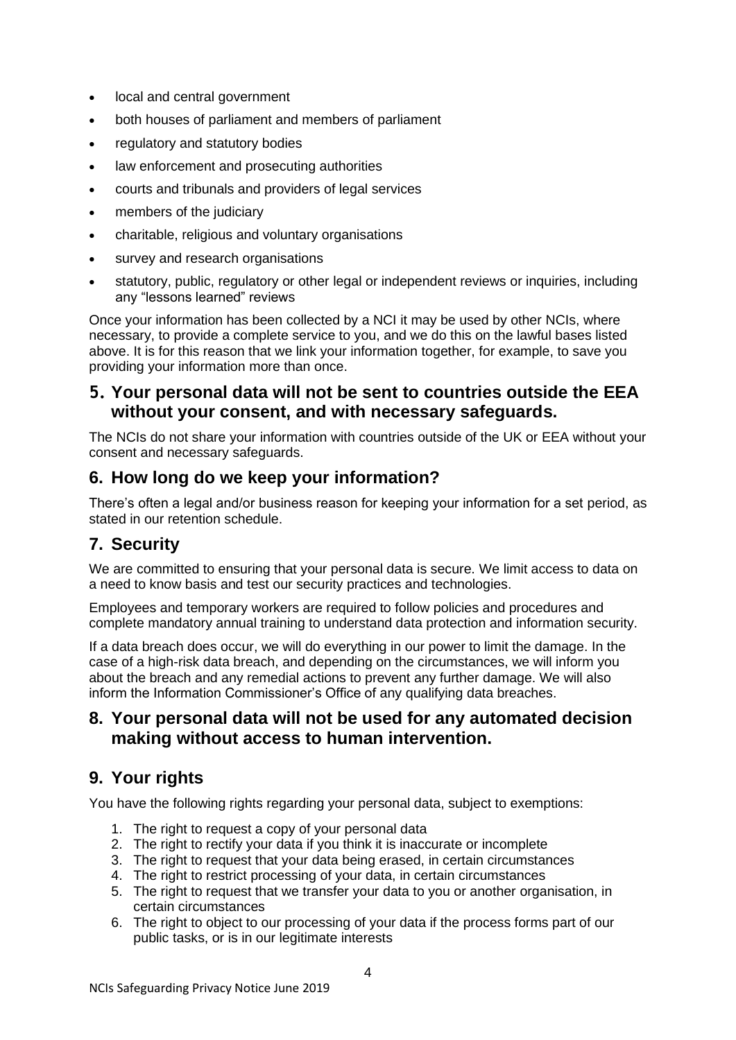- local and central government
- both houses of parliament and members of parliament
- regulatory and statutory bodies
- law enforcement and prosecuting authorities
- courts and tribunals and providers of legal services
- members of the judiciary
- charitable, religious and voluntary organisations
- survey and research organisations
- statutory, public, regulatory or other legal or independent reviews or inquiries, including any "lessons learned" reviews

Once your information has been collected by a NCI it may be used by other NCIs, where necessary, to provide a complete service to you, and we do this on the lawful bases listed above. It is for this reason that we link your information together, for example, to save you providing your information more than once.

## 5. Your personal data will not be sent to countries outside the EEA without your consent, and with necessary safeguards.

The NCIs do not share your information with countries outside of the UK or EEA without your consent and necessary safeguards.

## 6. How long do we keep your information?

There's often a legal and/or business reason for keeping your information for a set period, as stated in our retention schedule.

## 7. Security

We are committed to ensuring that your personal data is secure. We limit access to data on a need to know basis and test our security practices and technologies.

Employees and temporary workers are required to follow policies and procedures and complete mandatory annual training to understand data protection and information security.

If a data breach does occur, we will do everything in our power to limit the damage. In the case of a high-risk data breach, and depending on the circumstances, we will inform you about the breach and any remedial actions to prevent any further damage. We will also inform the Information Commissioner's Office of any qualifying data breaches.

## 8. Your personal data will not be used for any automated decision making without access to human intervention.

## 9. Your rights

You have the following rights regarding your personal data, subject to exemptions:

1. The right to request a copy of your personal data
2. The right to rectify your data if you think it is inaccurate or incomplete
3. The right to request that your data being erased, in certain circumstances
4. The right to restrict processing of your data, in certain circumstances
5. The right to request that we transfer your data to you or another organisation, in certain circumstances
6. The right to object to our processing of your data if the process forms part of our public tasks, or is in our legitimate interests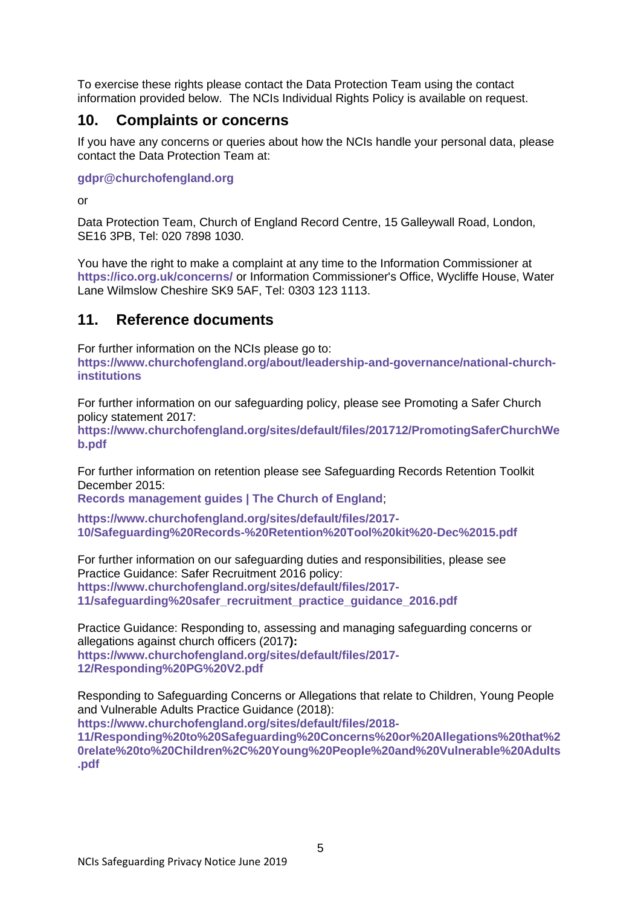To exercise these rights please contact the Data Protection Team using the contact information provided below. The NCIs Individual Rights Policy is available on request.

## 10. Complaints or concerns

If you have any concerns or queries about how the NCIs handle your personal data, please contact the Data Protection Team at:

**gdpr@churchofengland.org**

or

Data Protection Team, Church of England Record Centre, 15 Galleywall Road, London, SE16 3PB, Tel: 020 7898 1030.

You have the right to make a complaint at any time to the Information Commissioner at **https://ico.org.uk/concerns/** or Information Commissioner's Office, Wycliffe House, Water Lane Wilmslow Cheshire SK9 5AF, Tel: 0303 123 1113.

## 11. Reference documents

For further information on the NCIs please go to:
**https://www.churchofengland.org/about/leadership-and-governance/national-church-institutions**

For further information on our safeguarding policy, please see Promoting a Safer Church policy statement 2017:
**https://www.churchofengland.org/sites/default/files/201712/PromotingSaferChurchWeb.pdf**

For further information on retention please see Safeguarding Records Retention Toolkit December 2015:
**Records management guides | The Church of England**;

**https://www.churchofengland.org/sites/default/files/2017-10/Safeguarding%20Records-%20Retention%20Tool%20kit%20-Dec%2015.pdf**

For further information on our safeguarding duties and responsibilities, please see Practice Guidance: Safer Recruitment 2016 policy:
**https://www.churchofengland.org/sites/default/files/2017-11/safeguarding%20safer_recruitment_practice_guidance_2016.pdf**

Practice Guidance: Responding to, assessing and managing safeguarding concerns or allegations against church officers (2017**):**
**https://www.churchofengland.org/sites/default/files/2017-12/Responding%20PG%20V2.pdf**

Responding to Safeguarding Concerns or Allegations that relate to Children, Young People and Vulnerable Adults Practice Guidance (2018):
**https://www.churchofengland.org/sites/default/files/2018-11/Responding%20to%20Safeguarding%20Concerns%20or%20Allegations%20that%20relate%20to%20Children%2C%20Young%20People%20and%20Vulnerable%20Adults.pdf**